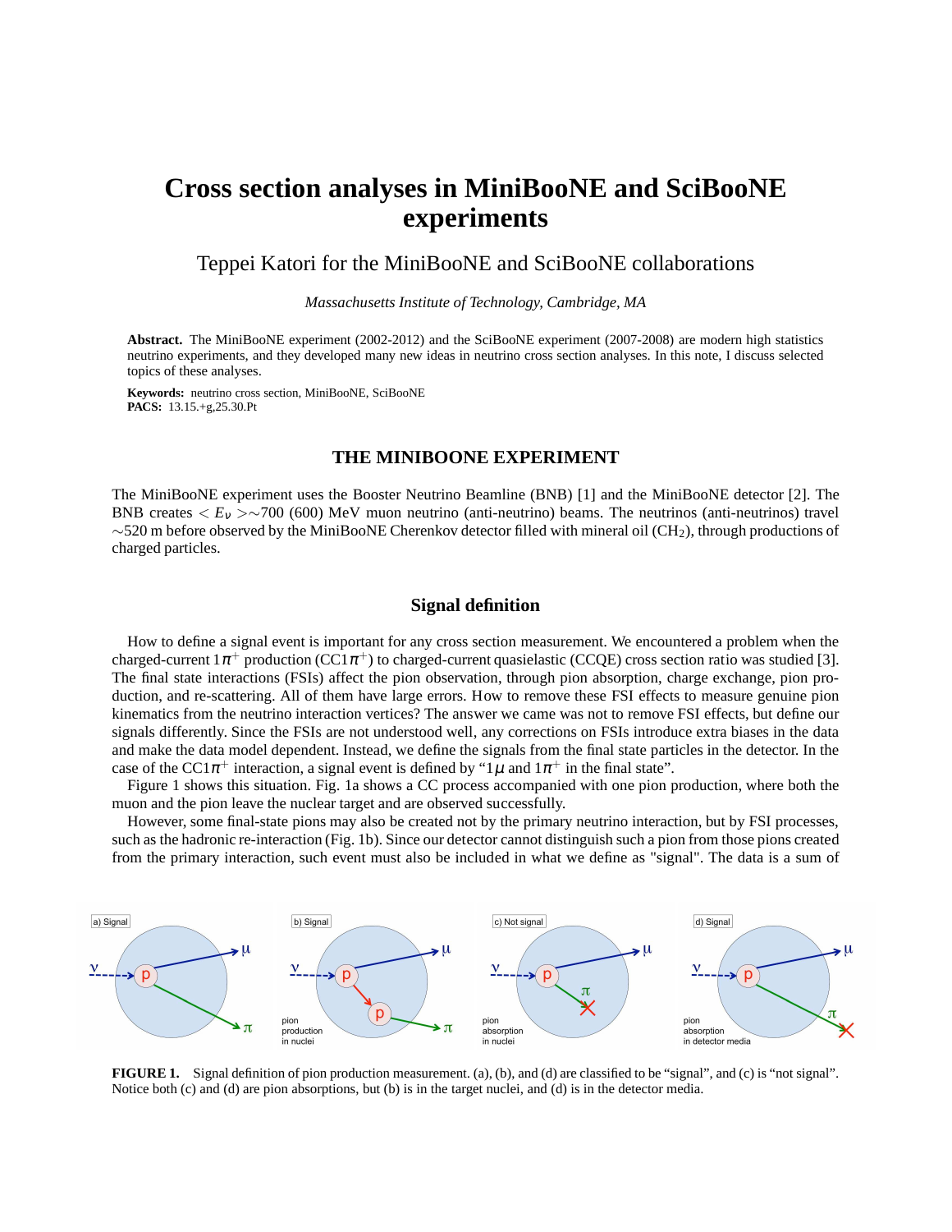# Cross section analyses in MiniBooNE and SciBooNE experiments

Teppei Katori for the MiniBooNE and SciBooNE collaborations

*Massachusetts Institute of Technology, Cambridge, MA*

**Abstract.** The MiniBooNE experiment (2002-2012) and the SciBooNE experiment (2007-2008) are modern high statistics neutrino experiments, and they developed many new ideas in neutrino cross section analyses. In this note, I discuss selected topics of these analyses.

**Keywords:** neutrino cross section, MiniBooNE, SciBooNE
**PACS:** 13.15.+g,25.30.Pt

## THE MINIBOONE EXPERIMENT

The MiniBooNE experiment uses the Booster Neutrino Beamline (BNB) [1] and the MiniBooNE detector [2]. The BNB creates $< E_\nu > \sim 700$ (600) MeV muon neutrino (anti-neutrino) beams. The neutrinos (anti-neutrinos) travel $\sim$520 m before observed by the MiniBooNE Cherenkov detector filled with mineral oil ($CH_2$), through productions of charged particles.

### Signal definition

How to define a signal event is important for any cross section measurement. We encountered a problem when the charged-current $1\pi^+$ production (CC$1\pi^+$) to charged-current quasielastic (CCQE) cross section ratio was studied [3]. The final state interactions (FSIs) affect the pion observation, through pion absorption, charge exchange, pion production, and re-scattering. All of them have large errors. How to remove these FSI effects to measure genuine pion kinematics from the neutrino interaction vertices? The answer we came was not to remove FSI effects, but define our signals differently. Since the FSIs are not understood well, any corrections on FSIs introduce extra biases in the data and make the data model dependent. Instead, we define the signals from the final state particles in the detector. In the case of the CC$1\pi^+$ interaction, a signal event is defined by "$1\mu$ and $1\pi^+$ in the final state".

Figure 1 shows this situation. Fig. 1a shows a CC process accompanied with one pion production, where both the muon and the pion leave the nuclear target and are observed successfully.

However, some final-state pions may also be created not by the primary neutrino interaction, but by FSI processes, such as the hadronic re-interaction (Fig. 1b). Since our detector cannot distinguish such a pion from those pions created from the primary interaction, such event must also be included in what we define as "signal". The data is a sum of

**FIGURE 1.** Signal definition of pion production measurement. (a), (b), and (d) are classified to be "signal", and (c) is "not signal". Notice both (c) and (d) are pion absorptions, but (b) is in the target nuclei, and (d) is in the detector media.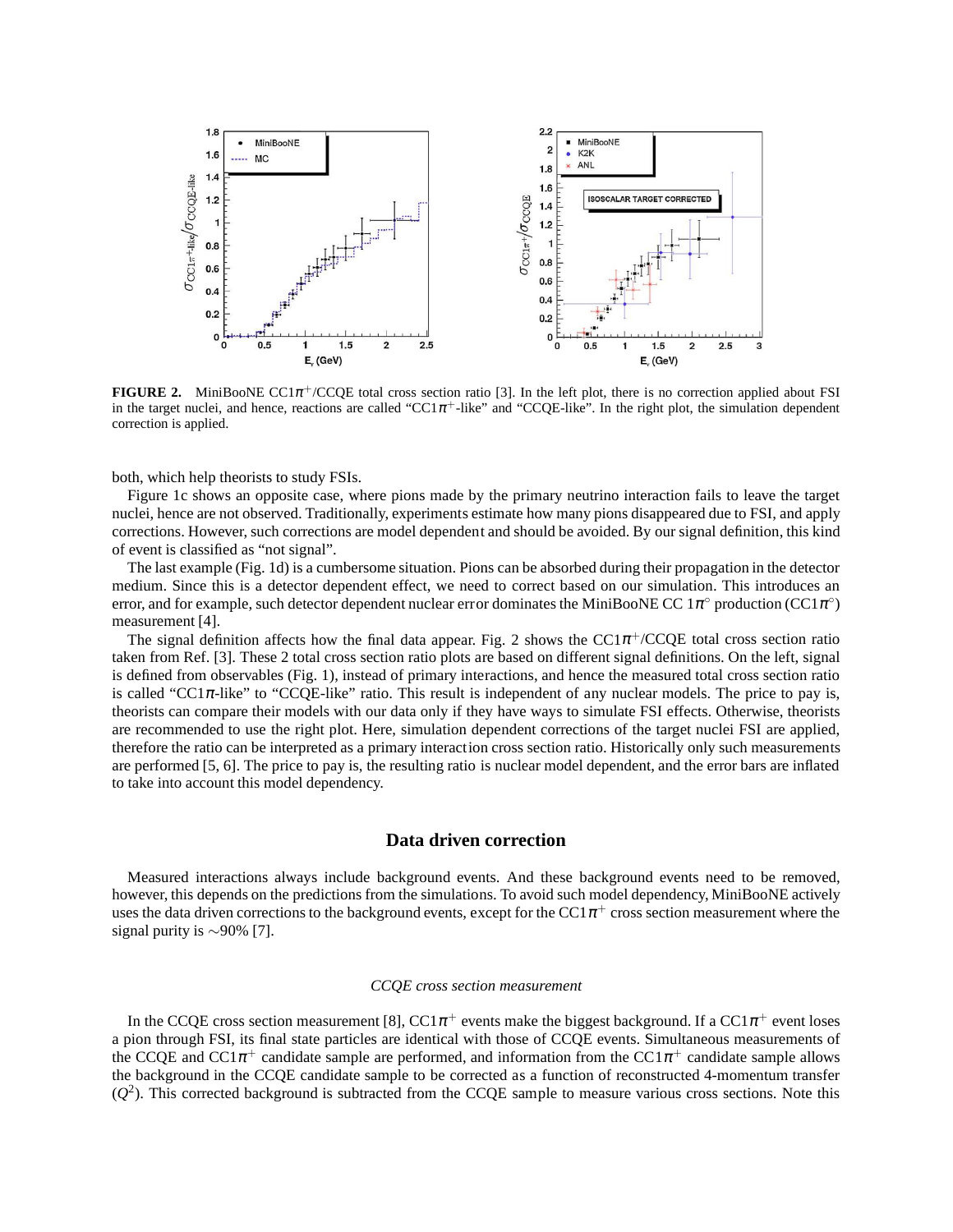**FIGURE 2.** MiniBooNE CC1$\pi^+$/CCQE total cross section ratio [3]. In the left plot, there is no correction applied about FSI in the target nuclei, and hence, reactions are called "CC1$\pi^+$-like" and "CCQE-like". In the right plot, the simulation dependent correction is applied.

both, which help theorists to study FSIs.

Figure 1c shows an opposite case, where pions made by the primary neutrino interaction fails to leave the target nuclei, hence are not observed. Traditionally, experiments estimate how many pions disappeared due to FSI, and apply corrections. However, such corrections are model dependent and should be avoided. By our signal definition, this kind of event is classified as "not signal".

The last example (Fig. 1d) is a cumbersome situation. Pions can be absorbed during their propagation in the detector medium. Since this is a detector dependent effect, we need to correct based on our simulation. This introduces an error, and for example, such detector dependent nuclear error dominates the MiniBooNE CC 1$\pi^\circ$ production (CC1$\pi^\circ$) measurement [4].

The signal definition affects how the final data appear. Fig. 2 shows the CC1$\pi^+$/CCQE total cross section ratio taken from Ref. [3]. These 2 total cross section ratio plots are based on different signal definitions. On the left, signal is defined from observables (Fig. 1), instead of primary interactions, and hence the measured total cross section ratio is called "CC1$\pi$-like" to "CCQE-like" ratio. This result is independent of any nuclear models. The price to pay is, theorists can compare their models with our data only if they have ways to simulate FSI effects. Otherwise, theorists are recommended to use the right plot. Here, simulation dependent corrections of the target nuclei FSI are applied, therefore the ratio can be interpreted as a primary interaction cross section ratio. Historically only such measurements are performed [5, 6]. The price to pay is, the resulting ratio is nuclear model dependent, and the error bars are inflated to take into account this model dependency.

## Data driven correction

Measured interactions always include background events. And these background events need to be removed, however, this depends on the predictions from the simulations. To avoid such model dependency, MiniBooNE actively uses the data driven corrections to the background events, except for the CC1$\pi^+$ cross section measurement where the signal purity is $\sim$90% [7].

### *CCQE cross section measurement*

In the CCQE cross section measurement [8], CC1$\pi^+$ events make the biggest background. If a CC1$\pi^+$ event loses a pion through FSI, its final state particles are identical with those of CCQE events. Simultaneous measurements of the CCQE and CC1$\pi^+$ candidate sample are performed, and information from the CC1$\pi^+$ candidate sample allows the background in the CCQE candidate sample to be corrected as a function of reconstructed 4-momentum transfer ($Q^2$). This corrected background is subtracted from the CCQE sample to measure various cross sections. Note this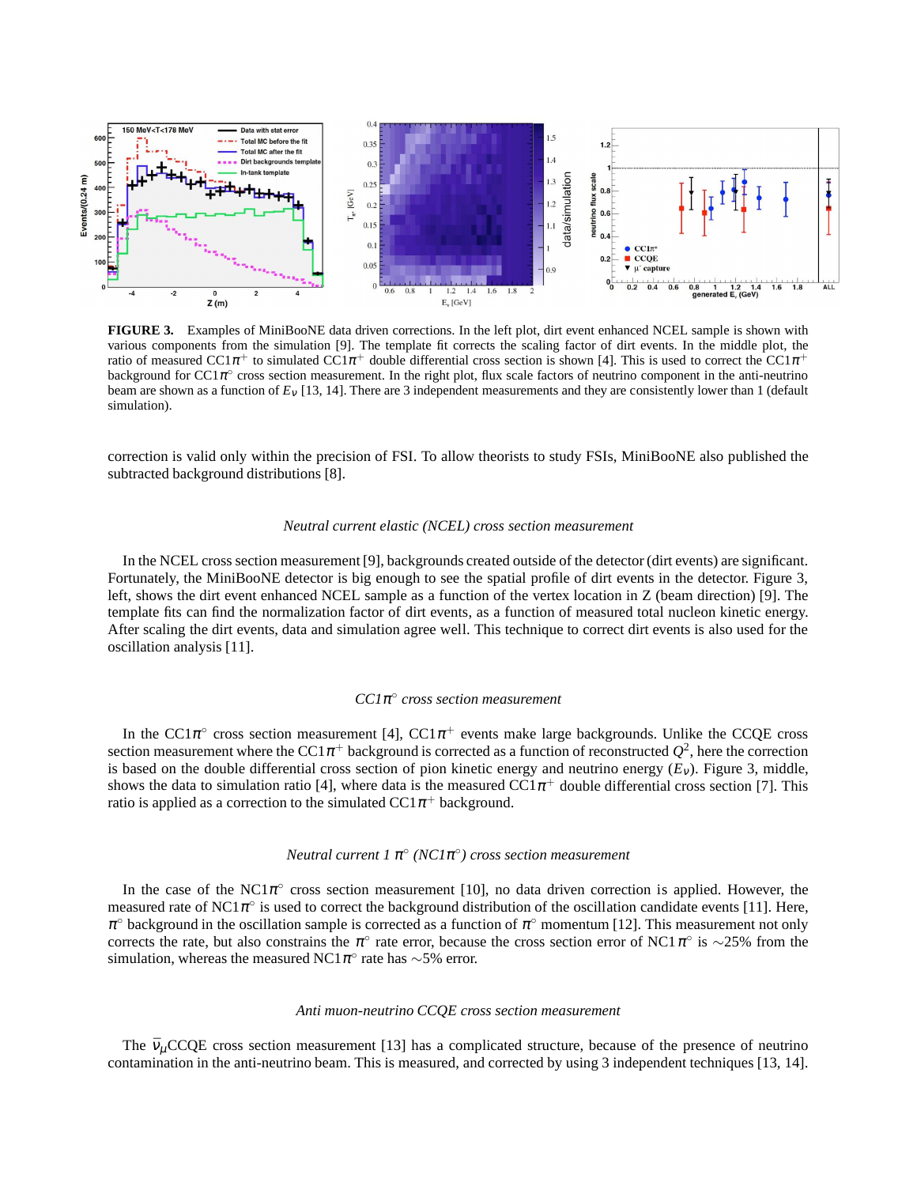**FIGURE 3.** Examples of MiniBooNE data driven corrections. In the left plot, dirt event enhanced NCEL sample is shown with various components from the simulation [9]. The template fit corrects the scaling factor of dirt events. In the middle plot, the ratio of measured CC1$\pi^+$ to simulated CC1$\pi^+$ double differential cross section is shown [4]. This is used to correct the CC1$\pi^+$ background for CC1$\pi^\circ$ cross section measurement. In the right plot, flux scale factors of neutrino component in the anti-neutrino beam are shown as a function of $E_\nu$ [13, 14]. There are 3 independent measurements and they are consistently lower than 1 (default simulation).

correction is valid only within the precision of FSI. To allow theorists to study FSIs, MiniBooNE also published the subtracted background distributions [8].

### *Neutral current elastic (NCEL) cross section measurement*

In the NCEL cross section measurement [9], backgrounds created outside of the detector (dirt events) are significant. Fortunately, the MiniBooNE detector is big enough to see the spatial profile of dirt events in the detector. Figure 3, left, shows the dirt event enhanced NCEL sample as a function of the vertex location in Z (beam direction) [9]. The template fits can find the normalization factor of dirt events, as a function of measured total nucleon kinetic energy. After scaling the dirt events, data and simulation agree well. This technique to correct dirt events is also used for the oscillation analysis [11].

### *CC1$\pi^\circ$ cross section measurement*

In the CC1$\pi^\circ$ cross section measurement [4], CC1$\pi^+$ events make large backgrounds. Unlike the CCQE cross section measurement where the CC1$\pi^+$ background is corrected as a function of reconstructed $Q^2$, here the correction is based on the double differential cross section of pion kinetic energy and neutrino energy ($E_\nu$). Figure 3, middle, shows the data to simulation ratio [4], where data is the measured CC1$\pi^+$ double differential cross section [7]. This ratio is applied as a correction to the simulated CC1$\pi^+$ background.

### *Neutral current 1 $\pi^\circ$ (NC1$\pi^\circ$) cross section measurement*

In the case of the NC1$\pi^\circ$ cross section measurement [10], no data driven correction is applied. However, the measured rate of NC1$\pi^\circ$ is used to correct the background distribution of the oscillation candidate events [11]. Here, $\pi^\circ$ background in the oscillation sample is corrected as a function of $\pi^\circ$ momentum [12]. This measurement not only corrects the rate, but also constrains the $\pi^\circ$ rate error, because the cross section error of NC1$\pi^\circ$ is $\sim$25% from the simulation, whereas the measured NC1$\pi^\circ$ rate has $\sim$5% error.

### *Anti muon-neutrino CCQE cross section measurement*

The $\bar{\nu}_\mu$CCQE cross section measurement [13] has a complicated structure, because of the presence of neutrino contamination in the anti-neutrino beam. This is measured, and corrected by using 3 independent techniques [13, 14].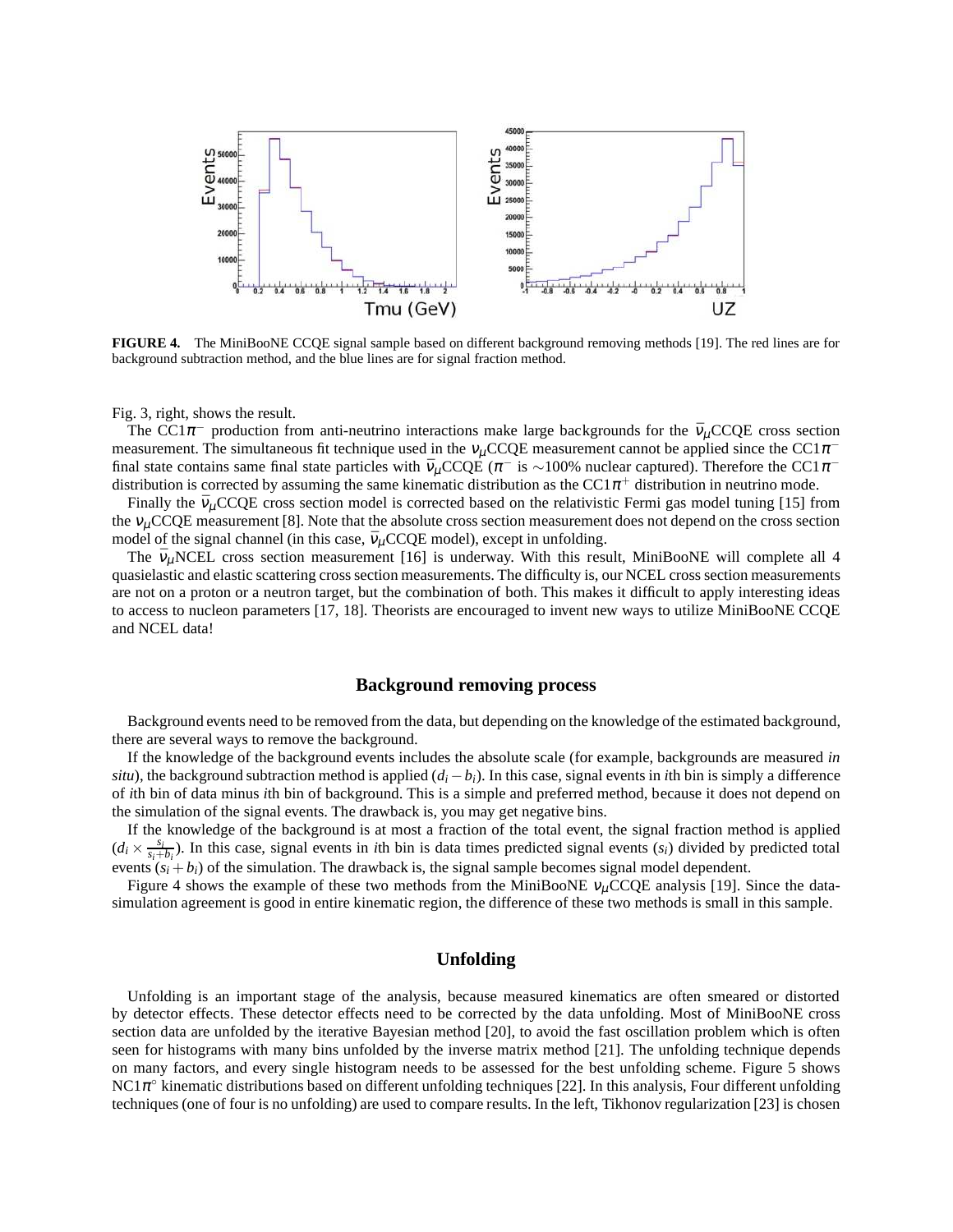**FIGURE 4.** The MiniBooNE CCQE signal sample based on different background removing methods [19]. The red lines are for background subtraction method, and the blue lines are for signal fraction method.

Fig. 3, right, shows the result.

The CC1$\pi^-$ production from anti-neutrino interactions make large backgrounds for the $\bar{\nu}_\mu$CCQE cross section measurement. The simultaneous fit technique used in the $\nu_\mu$CCQE measurement cannot be applied since the CC1$\pi^-$ final state contains same final state particles with $\bar{\nu}_\mu$CCQE ($\pi^-$ is $\sim$100% nuclear captured). Therefore the CC1$\pi^-$ distribution is corrected by assuming the same kinematic distribution as the CC1$\pi^+$ distribution in neutrino mode.

Finally the $\bar{\nu}_\mu$CCQE cross section model is corrected based on the relativistic Fermi gas model tuning [15] from the $\nu_\mu$CCQE measurement [8]. Note that the absolute cross section measurement does not depend on the cross section model of the signal channel (in this case, $\bar{\nu}_\mu$CCQE model), except in unfolding.

The $\bar{\nu}_\mu$NCEL cross section measurement [16] is underway. With this result, MiniBooNE will complete all 4 quasielastic and elastic scattering cross section measurements. The difficulty is, our NCEL cross section measurements are not on a proton or a neutron target, but the combination of both. This makes it difficult to apply interesting ideas to access to nucleon parameters [17, 18]. Theorists are encouraged to invent new ways to utilize MiniBooNE CCQE and NCEL data!

## Background removing process

Background events need to be removed from the data, but depending on the knowledge of the estimated background, there are several ways to remove the background.

If the knowledge of the background events includes the absolute scale (for example, backgrounds are measured *in situ*), the background subtraction method is applied ($d_i - b_i$). In this case, signal events in $i$th bin is simply a difference of $i$th bin of data minus $i$th bin of background. This is a simple and preferred method, because it does not depend on the simulation of the signal events. The drawback is, you may get negative bins.

If the knowledge of the background is at most a fraction of the total event, the signal fraction method is applied ($d_i \times \frac{s_i}{s_i+b_i}$). In this case, signal events in $i$th bin is data times predicted signal events ($s_i$) divided by predicted total events ($s_i + b_i$) of the simulation. The drawback is, the signal sample becomes signal model dependent.

Figure 4 shows the example of these two methods from the MiniBooNE $\nu_\mu$CCQE analysis [19]. Since the data-simulation agreement is good in entire kinematic region, the difference of these two methods is small in this sample.

## Unfolding

Unfolding is an important stage of the analysis, because measured kinematics are often smeared or distorted by detector effects. These detector effects need to be corrected by the data unfolding. Most of MiniBooNE cross section data are unfolded by the iterative Bayesian method [20], to avoid the fast oscillation problem which is often seen for histograms with many bins unfolded by the inverse matrix method [21]. The unfolding technique depends on many factors, and every single histogram needs to be assessed for the best unfolding scheme. Figure 5 shows NC1$\pi^\circ$ kinematic distributions based on different unfolding techniques [22]. In this analysis, Four different unfolding techniques (one of four is no unfolding) are used to compare results. In the left, Tikhonov regularization [23] is chosen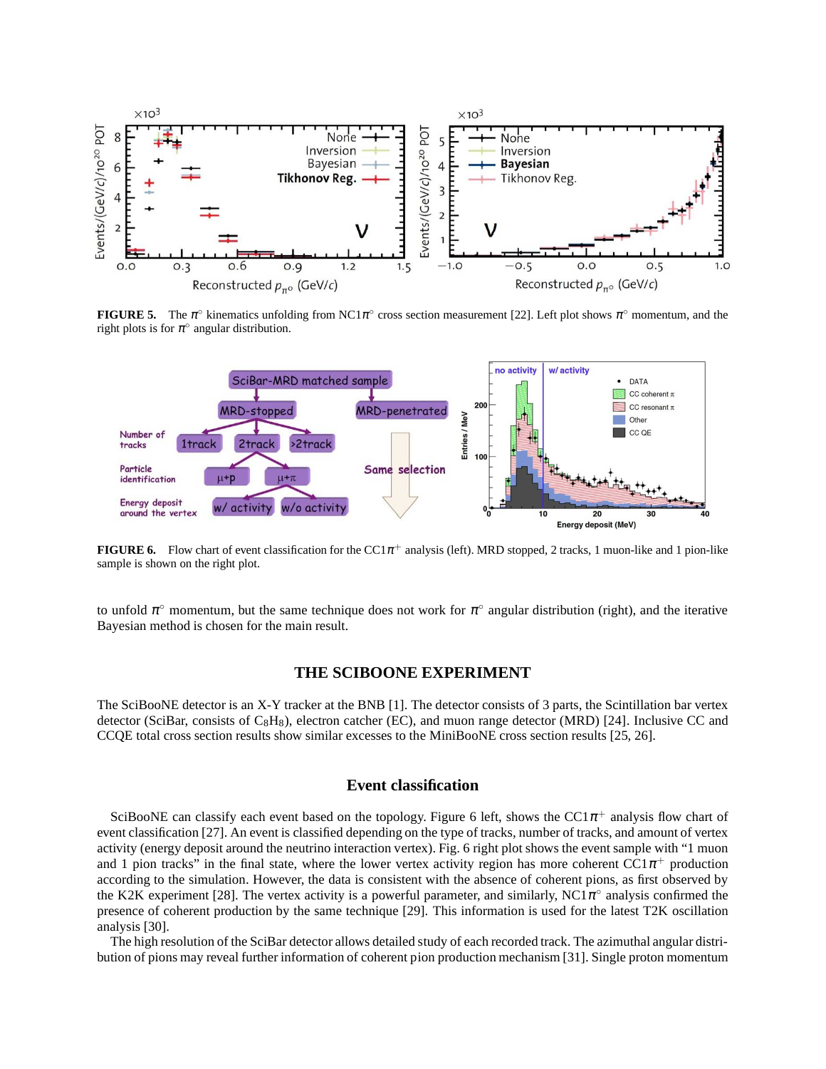**FIGURE 5.** The $\pi^{\circ}$ kinematics unfolding from NC1$\pi^{\circ}$ cross section measurement [22]. Left plot shows $\pi^{\circ}$ momentum, and the right plots is for $\pi^{\circ}$ angular distribution.

**FIGURE 6.** Flow chart of event classification for the CC1$\pi^{+}$ analysis (left). MRD stopped, 2 tracks, 1 muon-like and 1 pion-like sample is shown on the right plot.

to unfold $\pi^{\circ}$ momentum, but the same technique does not work for $\pi^{\circ}$ angular distribution (right), and the iterative Bayesian method is chosen for the main result.

## THE SCIBOONE EXPERIMENT

The SciBooNE detector is an X-Y tracker at the BNB [1]. The detector consists of 3 parts, the Scintillation bar vertex detector (SciBar, consists of $C_8H_8$), electron catcher (EC), and muon range detector (MRD) [24]. Inclusive CC and CCQE total cross section results show similar excesses to the MiniBooNE cross section results [25, 26].

### Event classification

SciBooNE can classify each event based on the topology. Figure 6 left, shows the CC1$\pi^{+}$ analysis flow chart of event classification [27]. An event is classified depending on the type of tracks, number of tracks, and amount of vertex activity (energy deposit around the neutrino interaction vertex). Fig. 6 right plot shows the event sample with "1 muon and 1 pion tracks" in the final state, where the lower vertex activity region has more coherent CC1$\pi^{+}$ production according to the simulation. However, the data is consistent with the absence of coherent pions, as first observed by the K2K experiment [28]. The vertex activity is a powerful parameter, and similarly, NC1$\pi^{\circ}$ analysis confirmed the presence of coherent production by the same technique [29]. This information is used for the latest T2K oscillation analysis [30].

The high resolution of the SciBar detector allows detailed study of each recorded track. The azimuthal angular distribution of pions may reveal further information of coherent pion production mechanism [31]. Single proton momentum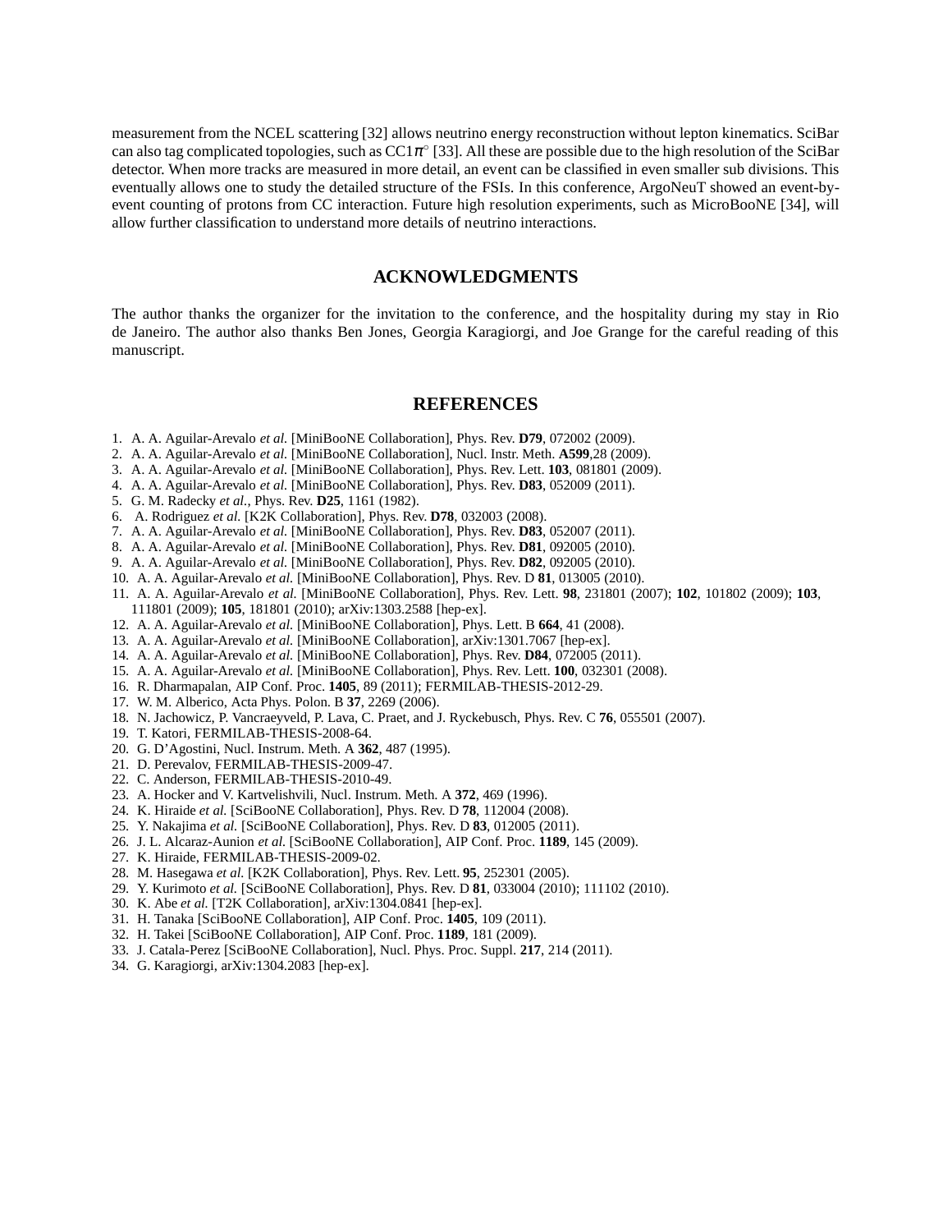measurement from the NCEL scattering [32] allows neutrino energy reconstruction without lepton kinematics. SciBar can also tag complicated topologies, such as CC1$\pi^\circ$ [33]. All these are possible due to the high resolution of the SciBar detector. When more tracks are measured in more detail, an event can be classified in even smaller sub divisions. This eventually allows one to study the detailed structure of the FSIs. In this conference, ArgoNeuT showed an event-by-event counting of protons from CC interaction. Future high resolution experiments, such as MicroBooNE [34], will allow further classification to understand more details of neutrino interactions.

## ACKNOWLEDGMENTS

The author thanks the organizer for the invitation to the conference, and the hospitality during my stay in Rio de Janeiro. The author also thanks Ben Jones, Georgia Karagiorgi, and Joe Grange for the careful reading of this manuscript.

## REFERENCES

1. A. A. Aguilar-Arevalo *et al.* [MiniBooNE Collaboration], Phys. Rev. **D79**, 072002 (2009).
2. A. A. Aguilar-Arevalo *et al.* [MiniBooNE Collaboration], Nucl. Instr. Meth. **A599**,28 (2009).
3. A. A. Aguilar-Arevalo *et al.* [MiniBooNE Collaboration], Phys. Rev. Lett. **103**, 081801 (2009).
4. A. A. Aguilar-Arevalo *et al.* [MiniBooNE Collaboration], Phys. Rev. **D83**, 052009 (2011).
5. G. M. Radecky *et al.*, Phys. Rev. **D25**, 1161 (1982).
6. A. Rodriguez *et al.* [K2K Collaboration], Phys. Rev. **D78**, 032003 (2008).
7. A. A. Aguilar-Arevalo *et al.* [MiniBooNE Collaboration], Phys. Rev. **D83**, 052007 (2011).
8. A. A. Aguilar-Arevalo *et al.* [MiniBooNE Collaboration], Phys. Rev. **D81**, 092005 (2010).
9. A. A. Aguilar-Arevalo *et al.* [MiniBooNE Collaboration], Phys. Rev. **D82**, 092005 (2010).
10. A. A. Aguilar-Arevalo *et al.* [MiniBooNE Collaboration], Phys. Rev. D **81**, 013005 (2010).
11. A. A. Aguilar-Arevalo *et al.* [MiniBooNE Collaboration], Phys. Rev. Lett. **98**, 231801 (2007); **102**, 101802 (2009); **103**, 111801 (2009); **105**, 181801 (2010); arXiv:1303.2588 [hep-ex].
12. A. A. Aguilar-Arevalo *et al.* [MiniBooNE Collaboration], Phys. Lett. B **664**, 41 (2008).
13. A. A. Aguilar-Arevalo *et al.* [MiniBooNE Collaboration], arXiv:1301.7067 [hep-ex].
14. A. A. Aguilar-Arevalo *et al.* [MiniBooNE Collaboration], Phys. Rev. **D84**, 072005 (2011).
15. A. A. Aguilar-Arevalo *et al.* [MiniBooNE Collaboration], Phys. Rev. Lett. **100**, 032301 (2008).
16. R. Dharmapalan, AIP Conf. Proc. **1405**, 89 (2011); FERMILAB-THESIS-2012-29.
17. W. M. Alberico, Acta Phys. Polon. B **37**, 2269 (2006).
18. N. Jachowicz, P. Vancraeyveld, P. Lava, C. Praet, and J. Ryckebusch, Phys. Rev. C **76**, 055501 (2007).
19. T. Katori, FERMILAB-THESIS-2008-64.
20. G. D'Agostini, Nucl. Instrum. Meth. A **362**, 487 (1995).
21. D. Perevalov, FERMILAB-THESIS-2009-47.
22. C. Anderson, FERMILAB-THESIS-2010-49.
23. A. Hocker and V. Kartvelishvili, Nucl. Instrum. Meth. A **372**, 469 (1996).
24. K. Hiraide *et al.* [SciBooNE Collaboration], Phys. Rev. D **78**, 112004 (2008).
25. Y. Nakajima *et al.* [SciBooNE Collaboration], Phys. Rev. D **83**, 012005 (2011).
26. J. L. Alcaraz-Aunion *et al.* [SciBooNE Collaboration], AIP Conf. Proc. **1189**, 145 (2009).
27. K. Hiraide, FERMILAB-THESIS-2009-02.
28. M. Hasegawa *et al.* [K2K Collaboration], Phys. Rev. Lett. **95**, 252301 (2005).
29. Y. Kurimoto *et al.* [SciBooNE Collaboration], Phys. Rev. D **81**, 033004 (2010); 111102 (2010).
30. K. Abe *et al.* [T2K Collaboration], arXiv:1304.0841 [hep-ex].
31. H. Tanaka [SciBooNE Collaboration], AIP Conf. Proc. **1405**, 109 (2011).
32. H. Takei [SciBooNE Collaboration], AIP Conf. Proc. **1189**, 181 (2009).
33. J. Catala-Perez [SciBooNE Collaboration], Nucl. Phys. Proc. Suppl. **217**, 214 (2011).
34. G. Karagiorgi, arXiv:1304.2083 [hep-ex].